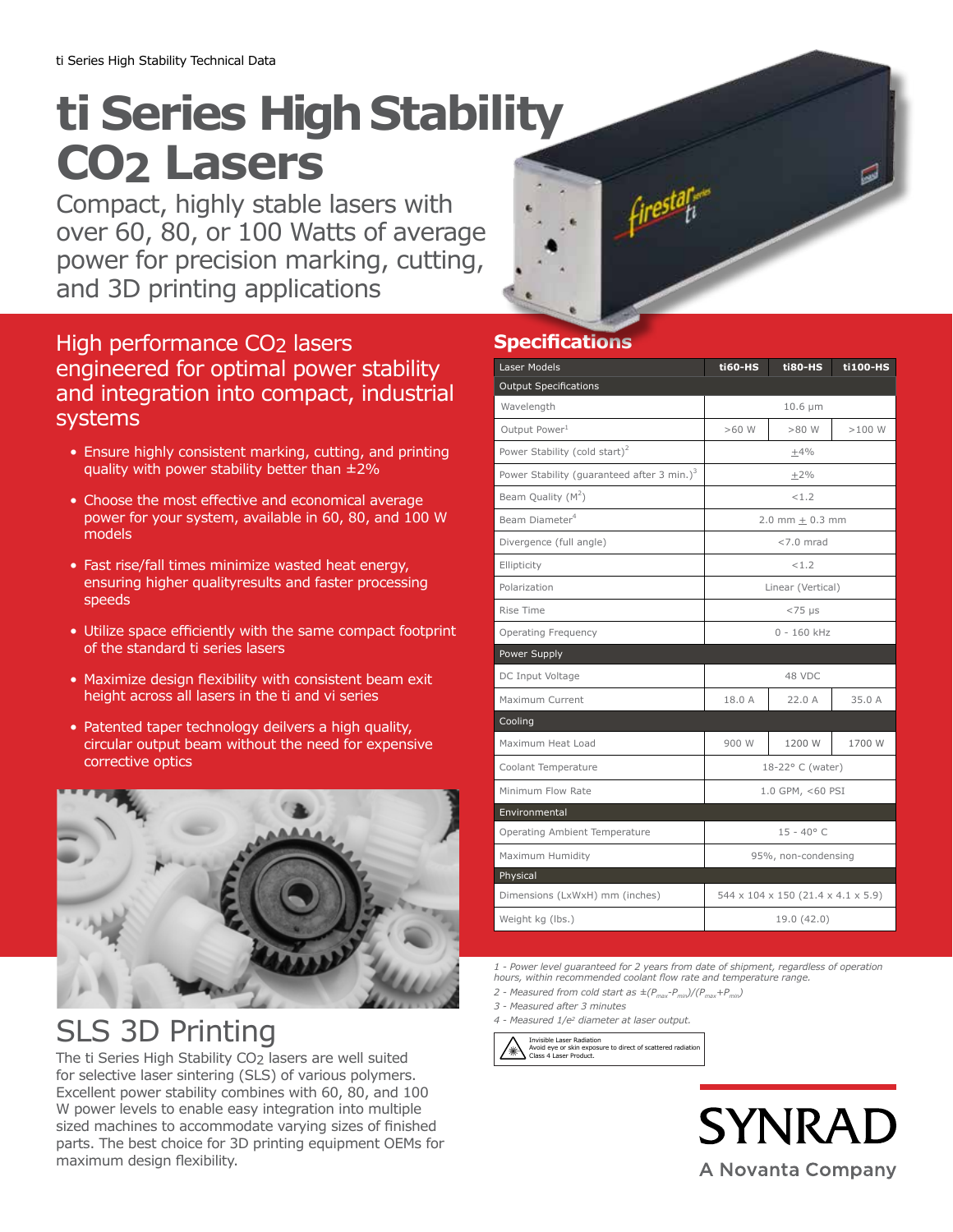# ti Series High Stability $CO_2$ Lasers

Compact, highly stable lasers with over 60, 80, or 100 Watts of average power for precision marking, cutting, and 3D printing applications

## High performance $CO_2$ lasers engineered for optimal power stability and integration into compact, industrial systems

- Ensure highly consistent marking, cutting, and printing quality with power stability better than ±2%
- Choose the most effective and economical average power for your system, available in 60, 80, and 100 W models
- Fast rise/fall times minimize wasted heat energy, ensuring higher qualityresults and faster processing speeds
- Utilize space efficiently with the same compact footprint of the standard ti series lasers
- Maximize design flexibility with consistent beam exit height across all lasers in the ti and vi series
- Patented taper technology deilvers a high quality, circular output beam without the need for expensive corrective optics

## SLS 3D Printing

The ti Series High Stability $CO_2$ lasers are well suited for selective laser sintering (SLS) of various polymers. Excellent power stability combines with 60, 80, and 100 W power levels to enable easy integration into multiple sized machines to accommodate varying sizes of finished parts. The best choice for 3D printing equipment OEMs for maximum design flexibility.

## Specifications

| Laser Models | ti60-HS | ti80-HS | ti100-HS |
|---|---|---|---|
| **Output Specifications** | | | |
| Wavelength | 10.6 μm | | |
| Output Power[1] | >60 W | >80 W | >100 W |
| Power Stability (cold start)[2] | ±4% | | |
| Power Stability (guaranteed after 3 min.)[3] | ±2% | | |
| Beam Quality ($M^2$) | <1.2 | | |
| Beam Diameter[4] | 2.0 mm ± 0.3 mm | | |
| Divergence (full angle) | <7.0 mrad | | |
| Ellipticity | <1.2 | | |
| Polarization | Linear (Vertical) | | |
| Rise Time | <75 μs | | |
| Operating Frequency | 0 - 160 kHz | | |
| **Power Supply** | | | |
| DC Input Voltage | 48 VDC | | |
| Maximum Current | 18.0 A | 22.0 A | 35.0 A |
| **Cooling** | | | |
| Maximum Heat Load | 900 W | 1200 W | 1700 W |
| Coolant Temperature | 18-22° C (water) | | |
| Minimum Flow Rate | 1.0 GPM, <60 PSI | | |
| **Environmental** | | | |
| Operating Ambient Temperature | 15 - 40° C | | |
| Maximum Humidity | 95%, non-condensing | | |
| **Physical** | | | |
| Dimensions (LxWxH) mm (inches) | 544 x 104 x 150 (21.4 x 4.1 x 5.9) | | |
| Weight kg (lbs.) | 19.0 (42.0) | | |

*1 - Power level guaranteed for 2 years from date of shipment, regardless of operation hours, within recommended coolant flow rate and temperature range.*

*2 - Measured from cold start as $\pm(P_{max}-P_{min})/(P_{max}+P_{min})$*

*3 - Measured after 3 minutes*

*4 - Measured $1/e^2$ diameter at laser output.*

Invisible Laser Radiation
Avoid eye or skin exposure to direct of scattered radiation
Class 4 Laser Product.

SYNRAD
A Novanta Company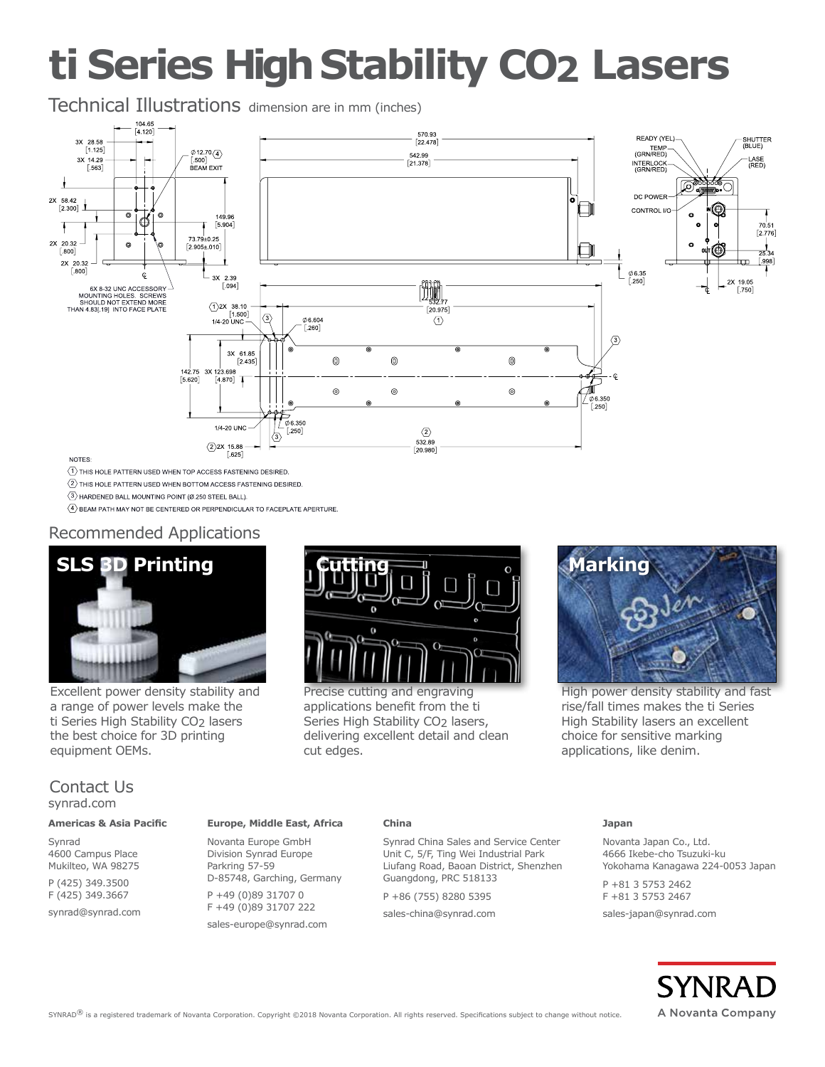# ti Series High Stability $CO_2$ Lasers

## Technical Illustrations dimension are in mm (inches)

NOTES:

1. THIS HOLE PATTERN USED WHEN TOP ACCESS FASTENING DESIRED.
2. THIS HOLE PATTERN USED WHEN BOTTOM ACCESS FASTENING DESIRED.
3. HARDENED BALL MOUNTING POINT (Ø.250 STEEL BALL).
4. BEAM PATH MAY NOT BE CENTERED OR PERPENDICULAR TO FACEPLATE APERTURE.

## Recommended Applications

### SLS 3D Printing

Excellent power density stability and a range of power levels make the ti Series High Stability $CO_2$ lasers the best choice for 3D printing equipment OEMs.

### Cutting

Precise cutting and engraving applications benefit from the ti Series High Stability $CO_2$ lasers, delivering excellent detail and clean cut edges.

### Marking

High power density stability and fast rise/fall times makes the ti Series High Stability lasers an excellent choice for sensitive marking applications, like denim.

## Contact Us

synrad.com

**Americas & Asia Pacific**

Synrad
4600 Campus Place
Mukilteo, WA 98275

P (425) 349.3500
F (425) 349.3667

synrad@synrad.com

**Europe, Middle East, Africa**

Novanta Europe GmbH
Division Synrad Europe
Parkring 57-59
D-85748, Garching, Germany

P +49 (0)89 31707 0
F +49 (0)89 31707 222

sales-europe@synrad.com

**China**

Synrad China Sales and Service Center
Unit C, 5/F, Ting Wei Industrial Park
Liufang Road, Baoan District, Shenzhen
Guangdong, PRC 518133

P +86 (755) 8280 5395

sales-china@synrad.com

**Japan**

Novanta Japan Co., Ltd.
4666 Ikebe-cho Tsuzuki-ku
Yokohama Kanagawa 224-0053 Japan

P +81 3 5753 2462
F +81 3 5753 2467

sales-japan@synrad.com

SYNRAD® is a registered trademark of Novanta Corporation. Copyright ©2018 Novanta Corporation. All rights reserved. Specifications subject to change without notice.

SYNRAD
A Novanta Company